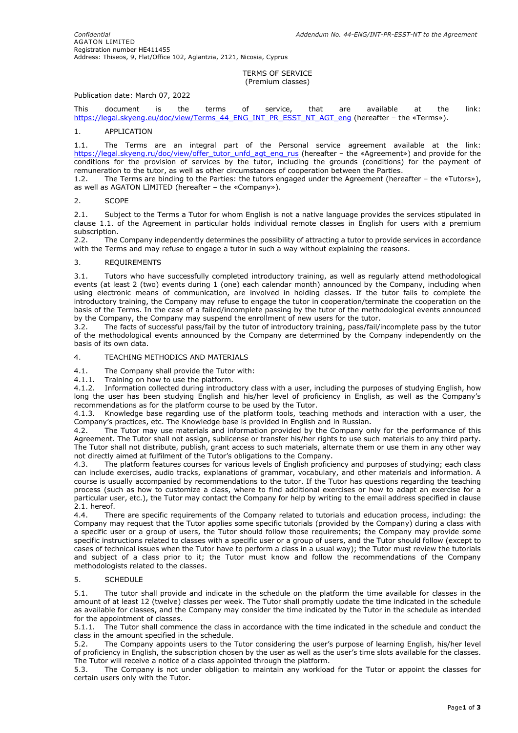*Confidential*

*Addendum No. 44-ENG/INT-PR-ESST-NT to the Agreement*

AGATON LIMITED
Registration number HE411455
Address: Thiseos, 9, Flat/Office 102, Aglantzia, 2121, Nicosia, Cyprus

# TERMS OF SERVICE
(Premium classes)

Publication date: March 07, 2022

This document is the terms of service, that are available at the link: https://legal.skyeng.eu/doc/view/Terms_44_ENG_INT_PR_ESST_NT_AGT_eng (hereafter – the «Terms»).

## 1. APPLICATION

1.1. The Terms are an integral part of the Personal service agreement available at the link: https://legal.skyeng.ru/doc/view/offer_tutor_unfd_agt_eng_rus (hereafter – the «Agreement») and provide for the conditions for the provision of services by the tutor, including the grounds (conditions) for the payment of remuneration to the tutor, as well as other circumstances of cooperation between the Parties.
1.2. The Terms are binding to the Parties: the tutors engaged under the Agreement (hereafter – the «Tutors»), as well as AGATON LIMITED (hereafter – the «Company»).

## 2. SCOPE

2.1. Subject to the Terms a Tutor for whom English is not a native language provides the services stipulated in clause 1.1. of the Agreement in particular holds individual remote classes in English for users with a premium subscription.
2.2. The Company independently determines the possibility of attracting a tutor to provide services in accordance with the Terms and may refuse to engage a tutor in such a way without explaining the reasons.

## 3. REQUIREMENTS

3.1. Tutors who have successfully completed introductory training, as well as regularly attend methodological events (at least 2 (two) events during 1 (one) each calendar month) announced by the Company, including when using electronic means of communication, are involved in holding classes. If the tutor fails to complete the introductory training, the Company may refuse to engage the tutor in cooperation/terminate the cooperation on the basis of the Terms. In the case of a failed/incomplete passing by the tutor of the methodological events announced by the Company, the Company may suspend the enrollment of new users for the tutor.
3.2. The facts of successful pass/fail by the tutor of introductory training, pass/fail/incomplete pass by the tutor of the methodological events announced by the Company are determined by the Company independently on the basis of its own data.

## 4. TEACHING METHODICS AND MATERIALS

4.1. The Company shall provide the Tutor with:
4.1.1. Training on how to use the platform.
4.1.2. Information collected during introductory class with a user, including the purposes of studying English, how long the user has been studying English and his/her level of proficiency in English, as well as the Company's recommendations as for the platform course to be used by the Tutor.
4.1.3. Knowledge base regarding use of the platform tools, teaching methods and interaction with a user, the Company's practices, etc. The Knowledge base is provided in English and in Russian.
4.2. The Tutor may use materials and information provided by the Company only for the performance of this Agreement. The Tutor shall not assign, sublicense or transfer his/her rights to use such materials to any third party. The Tutor shall not distribute, publish, grant access to such materials, alternate them or use them in any other way not directly aimed at fulfilment of the Tutor's obligations to the Company.
4.3. The platform features courses for various levels of English proficiency and purposes of studying; each class can include exercises, audio tracks, explanations of grammar, vocabulary, and other materials and information. A course is usually accompanied by recommendations to the tutor. If the Tutor has questions regarding the teaching process (such as how to customize a class, where to find additional exercises or how to adapt an exercise for a particular user, etc.), the Tutor may contact the Company for help by writing to the email address specified in clause 2.1. hereof.
4.4. There are specific requirements of the Company related to tutorials and education process, including: the Company may request that the Tutor applies some specific tutorials (provided by the Company) during a class with a specific user or a group of users, the Tutor should follow those requirements; the Company may provide some specific instructions related to classes with a specific user or a group of users, and the Tutor should follow (except to cases of technical issues when the Tutor have to perform a class in a usual way); the Tutor must review the tutorials and subject of a class prior to it; the Tutor must know and follow the recommendations of the Company methodologists related to the classes.

## 5. SCHEDULE

5.1. The tutor shall provide and indicate in the schedule on the platform the time available for classes in the amount of at least 12 (twelve) classes per week. The Tutor shall promptly update the time indicated in the schedule as available for classes, and the Company may consider the time indicated by the Tutor in the schedule as intended for the appointment of classes.
5.1.1. The Tutor shall commence the class in accordance with the time indicated in the schedule and conduct the class in the amount specified in the schedule.
5.2. The Company appoints users to the Tutor considering the user's purpose of learning English, his/her level of proficiency in English, the subscription chosen by the user as well as the user's time slots available for the classes. The Tutor will receive a notice of a class appointed through the platform.
5.3. The Company is not under obligation to maintain any workload for the Tutor or appoint the classes for certain users only with the Tutor.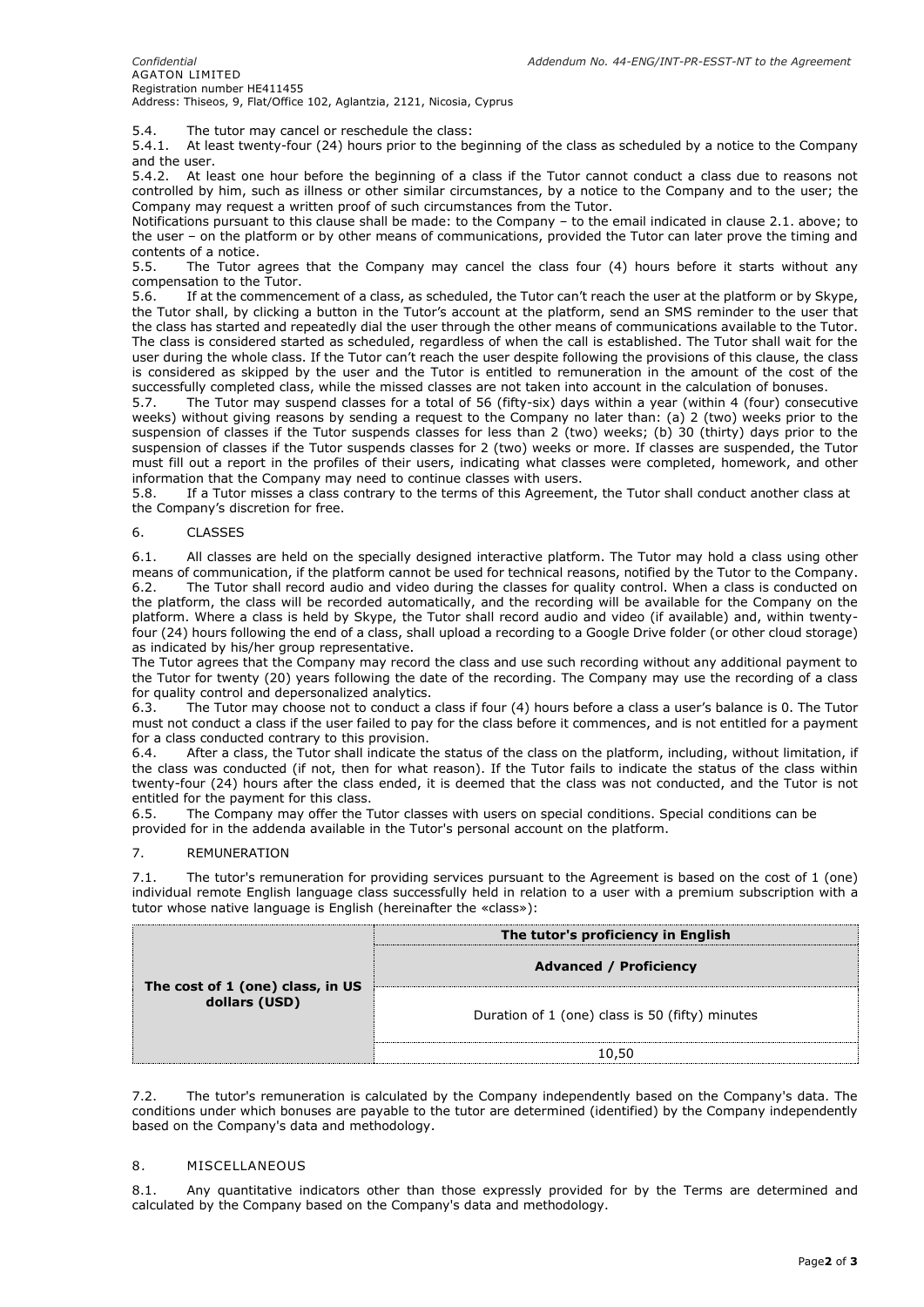5.4. The tutor may cancel or reschedule the class:

5.4.1. At least twenty-four (24) hours prior to the beginning of the class as scheduled by a notice to the Company and the user.

5.4.2. At least one hour before the beginning of a class if the Tutor cannot conduct a class due to reasons not controlled by him, such as illness or other similar circumstances, by a notice to the Company and to the user; the Company may request a written proof of such circumstances from the Tutor.

Notifications pursuant to this clause shall be made: to the Company – to the email indicated in clause 2.1. above; to the user – on the platform or by other means of communications, provided the Tutor can later prove the timing and contents of a notice.

5.5. The Tutor agrees that the Company may cancel the class four (4) hours before it starts without any compensation to the Tutor.

5.6. If at the commencement of a class, as scheduled, the Tutor can't reach the user at the platform or by Skype, the Tutor shall, by clicking a button in the Tutor's account at the platform, send an SMS reminder to the user that the class has started and repeatedly dial the user through the other means of communications available to the Tutor. The class is considered started as scheduled, regardless of when the call is established. The Tutor shall wait for the user during the whole class. If the Tutor can't reach the user despite following the provisions of this clause, the class is considered as skipped by the user and the Tutor is entitled to remuneration in the amount of the cost of the successfully completed class, while the missed classes are not taken into account in the calculation of bonuses.

5.7. The Tutor may suspend classes for a total of 56 (fifty-six) days within a year (within 4 (four) consecutive weeks) without giving reasons by sending a request to the Company no later than: (a) 2 (two) weeks prior to the suspension of classes if the Tutor suspends classes for less than 2 (two) weeks; (b) 30 (thirty) days prior to the suspension of classes if the Tutor suspends classes for 2 (two) weeks or more. If classes are suspended, the Tutor must fill out a report in the profiles of their users, indicating what classes were completed, homework, and other information that the Company may need to continue classes with users.

5.8. If a Tutor misses a class contrary to the terms of this Agreement, the Tutor shall conduct another class at the Company's discretion for free.

## 6. CLASSES

6.1. All classes are held on the specially designed interactive platform. The Tutor may hold a class using other means of communication, if the platform cannot be used for technical reasons, notified by the Tutor to the Company.

6.2. The Tutor shall record audio and video during the classes for quality control. When a class is conducted on the platform, the class will be recorded automatically, and the recording will be available for the Company on the platform. Where a class is held by Skype, the Tutor shall record audio and video (if available) and, within twenty-four (24) hours following the end of a class, shall upload a recording to a Google Drive folder (or other cloud storage) as indicated by his/her group representative.

The Tutor agrees that the Company may record the class and use such recording without any additional payment to the Tutor for twenty (20) years following the date of the recording. The Company may use the recording of a class for quality control and depersonalized analytics.

6.3. The Tutor may choose not to conduct a class if four (4) hours before a class a user's balance is 0. The Tutor must not conduct a class if the user failed to pay for the class before it commences, and is not entitled for a payment for a class conducted contrary to this provision.

6.4. After a class, the Tutor shall indicate the status of the class on the platform, including, without limitation, if the class was conducted (if not, then for what reason). If the Tutor fails to indicate the status of the class within twenty-four (24) hours after the class ended, it is deemed that the class was not conducted, and the Tutor is not entitled for the payment for this class.

6.5. The Company may offer the Tutor classes with users on special conditions. Special conditions can be provided for in the addenda available in the Tutor's personal account on the platform.

## 7. REMUNERATION

7.1. The tutor's remuneration for providing services pursuant to the Agreement is based on the cost of 1 (one) individual remote English language class successfully held in relation to a user with a premium subscription with a tutor whose native language is English (hereinafter the «class»):

| The cost of 1 (one) class, in US dollars (USD) | The tutor's proficiency in English |
|---|---|
| | **Advanced / Proficiency** |
| | Duration of 1 (one) class is 50 (fifty) minutes |
| | 10,50 |

7.2. The tutor's remuneration is calculated by the Company independently based on the Company's data. The conditions under which bonuses are payable to the tutor are determined (identified) by the Company independently based on the Company's data and methodology.

## 8. MISCELLANEOUS

8.1. Any quantitative indicators other than those expressly provided for by the Terms are determined and calculated by the Company based on the Company's data and methodology.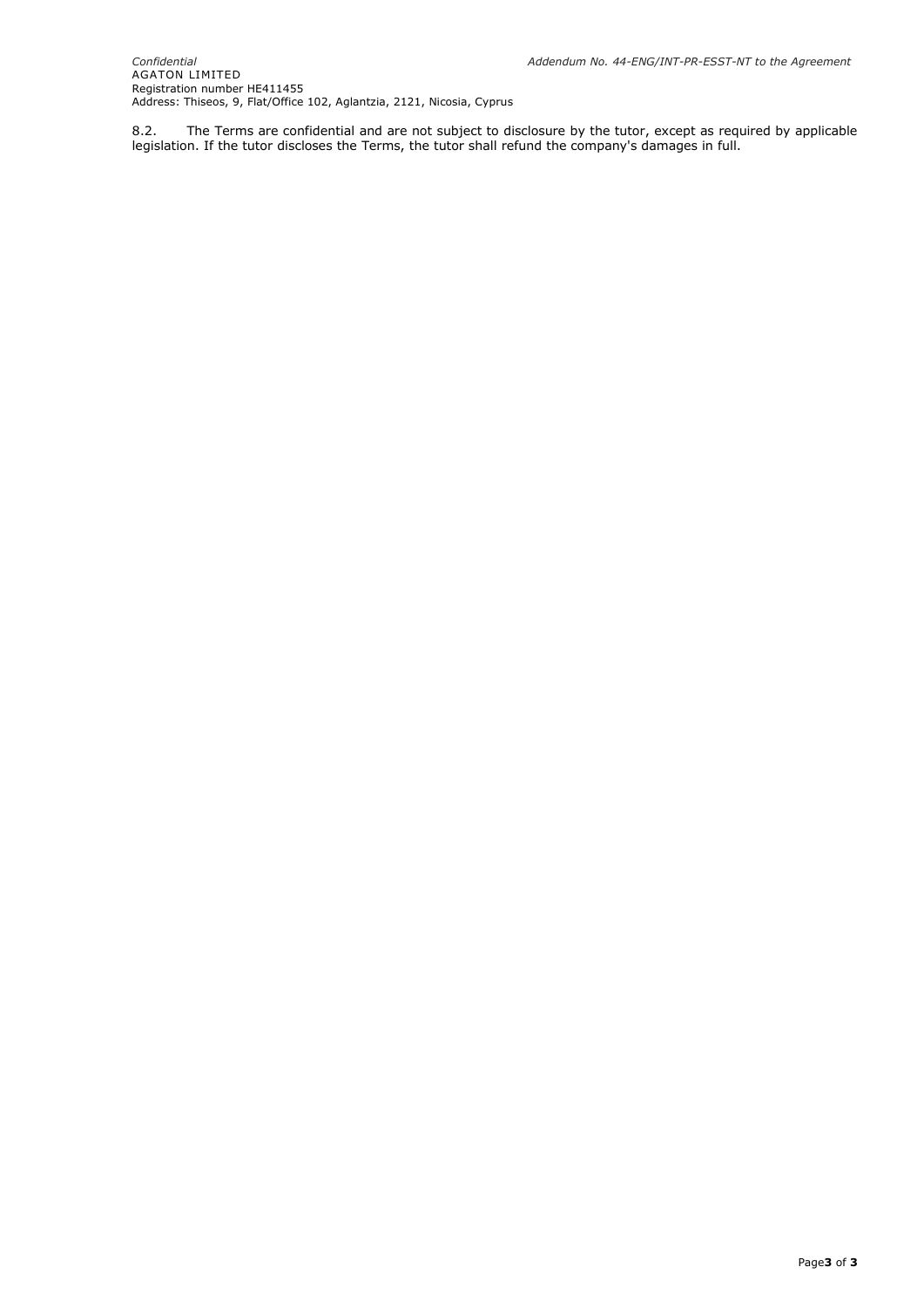8.2. The Terms are confidential and are not subject to disclosure by the tutor, except as required by applicable legislation. If the tutor discloses the Terms, the tutor shall refund the company's damages in full.